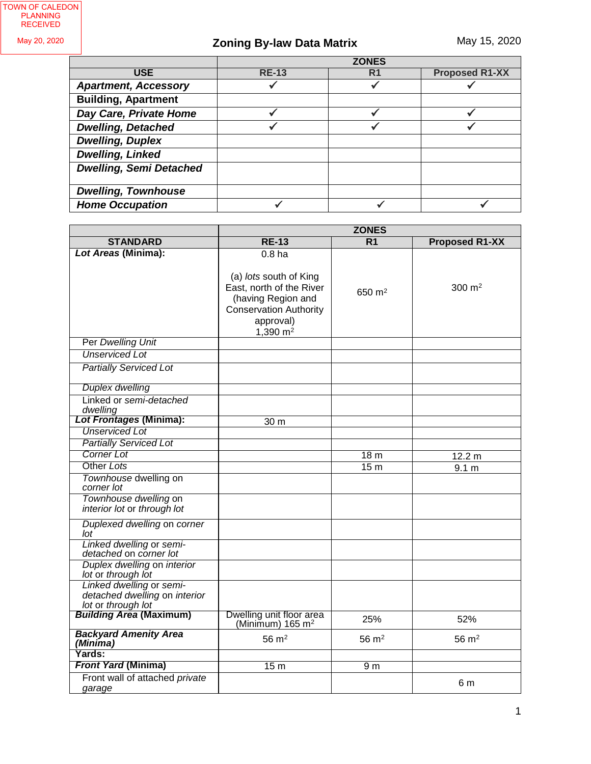TOWN OF CALEDON
PLANNING
RECEIVED

May 20, 2020

# Zoning By-law Data Matrix

May 15, 2020

| USE | ZONES | | |
|---|---|---|---|
| | RE-13 | R1 | Proposed R1-XX |
| ***Apartment, Accessory*** | ✓ | ✓ | ✓ |
| **Building, Apartment** | | | |
| ***Day Care, Private Home*** | ✓ | ✓ | ✓ |
| ***Dwelling, Detached*** | ✓ | ✓ | ✓ |
| ***Dwelling, Duplex*** | | | |
| ***Dwelling, Linked*** | | | |
| ***Dwelling, Semi Detached*** | | | |
| ***Dwelling, Townhouse*** | | | |
| ***Home Occupation*** | ✓ | ✓ | ✓ |

| STANDARD | ZONES | | |
|---|---|---|---|
| | RE-13 | R1 | Proposed R1-XX |
| ***Lot Areas* (Minima):** | 0.8 ha<br><br>(a) *lots* south of King East, north of the River (having Region and Conservation Authority approval) 1,390 m² | 650 m² | 300 m² |
| Per *Dwelling Unit* | | | |
| *Unserviced Lot* | | | |
| *Partially Serviced Lot* | | | |
| *Duplex dwelling* | | | |
| Linked or *semi-detached dwelling* | | | |
| ***Lot Frontages* (Minima):** | 30 m | | |
| *Unserviced Lot* | | | |
| *Partially Serviced Lot* | | | |
| *Corner Lot* | | 18 m | 12.2 m |
| Other *Lots* | | 15 m | 9.1 m |
| *Townhouse* dwelling on *corner lot* | | | |
| *Townhouse dwelling* on *interior lot* or *through lot* | | | |
| *Duplexed dwelling* on *corner lot* | | | |
| *Linked dwelling* or *semi-detached* on *corner lot* | | | |
| *Duplex dwelling* on *interior lot* or *through lot* | | | |
| *Linked dwelling* or *semi-detached dwelling* on *interior lot* or *through lot* | | | |
| ***Building Area* (Maximum)** | Dwelling unit floor area (Minimum) 165 m² | 25% | 52% |
| ***Backyard Amenity Area (Minima)*** | 56 m² | 56 m² | 56 m² |
| **Yards:** | | | |
| ***Front Yard* (Minima)** | 15 m | 9 m | |
| Front wall of attached *private garage* | | | 6 m |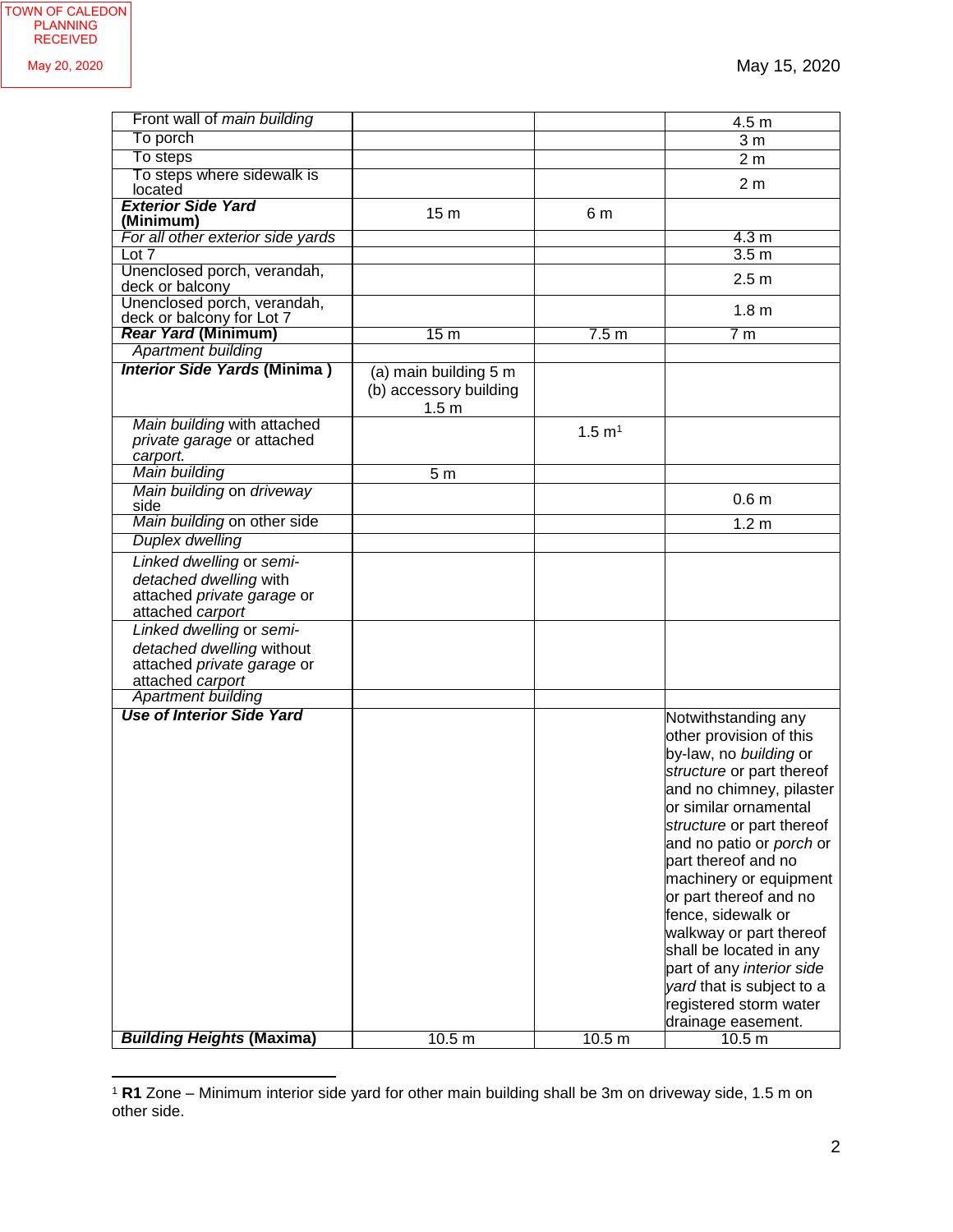May 15, 2020

| | | | |
|---|---|---|---|
| Front wall of *main building* | | | 4.5 m |
| To porch | | | 3 m |
| To steps | | | 2 m |
| To steps where sidewalk is located | | | 2 m |
| ***Exterior Side Yard* (Minimum)** | 15 m | 6 m | |
| *For all other exterior side yards* | | | 4.3 m |
| Lot 7 | | | 3.5 m |
| Unenclosed porch, verandah, deck or balcony | | | 2.5 m |
| Unenclosed porch, verandah, deck or balcony for Lot 7 | | | 1.8 m |
| ***Rear Yard* (Minimum)** | 15 m | 7.5 m | 7 m |
| *Apartment building* | | | |
| ***Interior Side Yards* (Minima )** | (a) main building 5 m (b) accessory building 1.5 m | | |
| *Main building* with attached *private garage* or attached *carport.* | | 1.5 m[1] | |
| *Main building* | 5 m | | |
| *Main building* on *driveway* side | | | 0.6 m |
| *Main building* on other side | | | 1.2 m |
| *Duplex dwelling* | | | |
| *Linked dwelling* or *semi-detached dwelling* with attached *private garage* or attached *carport* | | | |
| *Linked dwelling* or *semi-detached dwelling* without attached *private garage* or attached *carport* | | | |
| *Apartment building* | | | |
| ***Use of Interior Side Yard*** | | | Notwithstanding any other provision of this by-law, no *building* or *structure* or part thereof and no chimney, pilaster or similar ornamental *structure* or part thereof and no patio or *porch* or part thereof and no machinery or equipment or part thereof and no fence, sidewalk or walkway or part thereof shall be located in any part of any *interior side yard* that is subject to a registered storm water drainage easement. |
| ***Building Heights* (Maxima)** | 10.5 m | 10.5 m | 10.5 m |

[1] **R1** Zone – Minimum interior side yard for other main building shall be 3m on driveway side, 1.5 m on other side.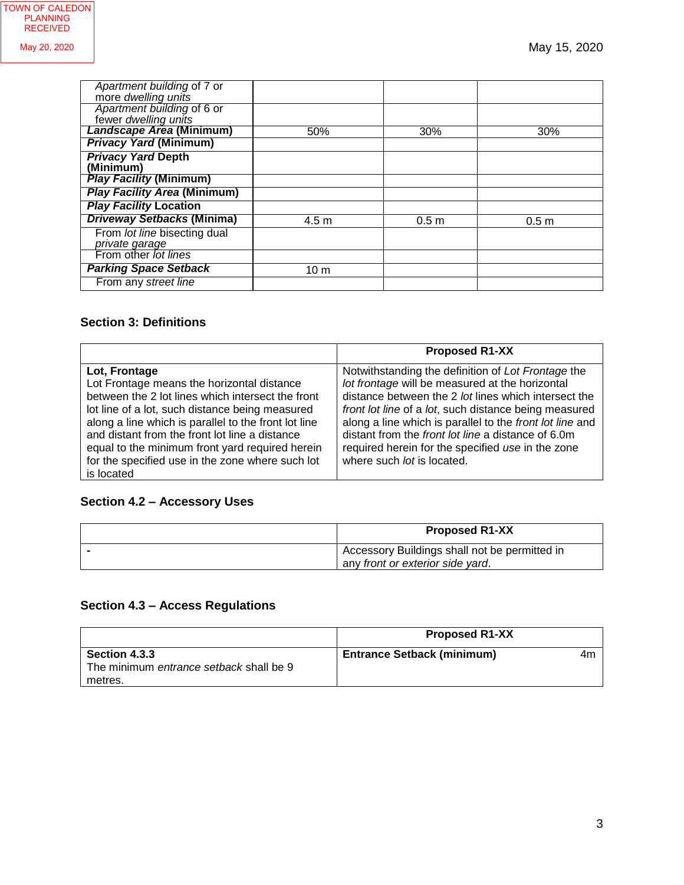TOWN OF CALEDON PLANNING RECEIVED

May 20, 2020

May 15, 2020

| | | | |
|---|---|---|---|
| *Apartment building* of 7 or more *dwelling units* | | | |
| *Apartment building* of 6 or fewer *dwelling units* | | | |
| ***Landscape Area* (Minimum)** | 50% | 30% | 30% |
| ***Privacy Yard* (Minimum)** | | | |
| ***Privacy Yard* Depth (Minimum)** | | | |
| ***Play Facility* (Minimum)** | | | |
| ***Play Facility Area* (Minimum)** | | | |
| ***Play Facility* Location** | | | |
| ***Driveway Setbacks* (Minima)** | 4.5 m | 0.5 m | 0.5 m |
| From *lot line* bisecting dual *private garage* | | | |
| From other *lot lines* | | | |
| ***Parking Space Setback*** | 10 m | | |
| From any *street line* | | | |

### Section 3: Definitions

| | Proposed R1-XX |
|---|---|
| **Lot, Frontage**<br>Lot Frontage means the horizontal distance between the 2 lot lines which intersect the front lot line of a lot, such distance being measured along a line which is parallel to the front lot line and distant from the front lot line a distance equal to the minimum front yard required herein for the specified use in the zone where such lot is located | Notwithstanding the definition of *Lot Frontage* the *lot frontage* will be measured at the horizontal distance between the 2 *lot* lines which intersect the *front lot line* of a *lot*, such distance being measured along a line which is parallel to the *front lot line* and distant from the *front lot line* a distance of 6.0m required herein for the specified *use* in the zone where such *lot* is located. |

### Section 4.2 – Accessory Uses

| | Proposed R1-XX |
|---|---|
| **-** | Accessory Buildings shall not be permitted in any *front or exterior side yard*. |

### Section 4.3 – Access Regulations

| | Proposed R1-XX |
|---|---|
| **Section 4.3.3**<br>The minimum *entrance setback* shall be 9 metres. | **Entrance Setback (minimum)** 4m |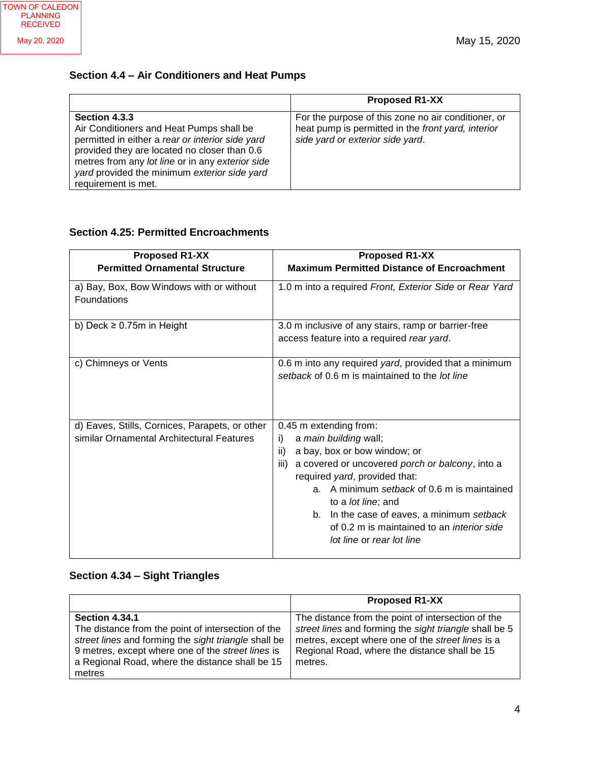TOWN OF CALEDON PLANNING RECEIVED

May 20, 2020

May 15, 2020

### Section 4.4 – Air Conditioners and Heat Pumps

| | Proposed R1-XX |
|---|---|
| **Section 4.3.3**<br>Air Conditioners and Heat Pumps shall be permitted in either a *rear or interior side yard* provided they are located no closer than 0.6 metres from any *lot line* or in any *exterior side yard* provided the minimum *exterior side yard* requirement is met. | For the purpose of this zone no air conditioner, or heat pump is permitted in the *front yard, interior side yard or exterior side yard*. |

### Section 4.25: Permitted Encroachments

| Proposed R1-XX<br>Permitted Ornamental Structure | Proposed R1-XX<br>Maximum Permitted Distance of Encroachment |
|---|---|
| a) Bay, Box, Bow Windows with or without Foundations | 1.0 m into a required *Front, Exterior Side* or *Rear Yard* |
| b) Deck ≥ 0.75m in Height | 3.0 m inclusive of any stairs, ramp or barrier-free access feature into a required *rear yard*. |
| c) Chimneys or Vents | 0.6 m into any required *yard*, provided that a minimum *setback* of 0.6 m is maintained to the *lot line* |
| d) Eaves, Stills, Cornices, Parapets, or other similar Ornamental Architectural Features | 0.45 m extending from:<br>i) a *main building* wall;<br>ii) a bay, box or bow window; or<br>iii) a covered or uncovered *porch or balcony*, into a required *yard*, provided that:<br>a. A minimum *setback* of 0.6 m is maintained to a *lot line*; and<br>b. In the case of eaves, a minimum *setback* of 0.2 m is maintained to an *interior side lot line* or *rear lot line* |

### Section 4.34 – Sight Triangles

| | Proposed R1-XX |
|---|---|
| **Section 4.34.1**<br>The distance from the point of intersection of the *street lines* and forming the *sight triangle* shall be 9 metres, except where one of the *street lines* is a Regional Road, where the distance shall be 15 metres | The distance from the point of intersection of the *street lines* and forming the *sight triangle* shall be 5 metres, except where one of the *street lines* is a Regional Road, where the distance shall be 15 metres. |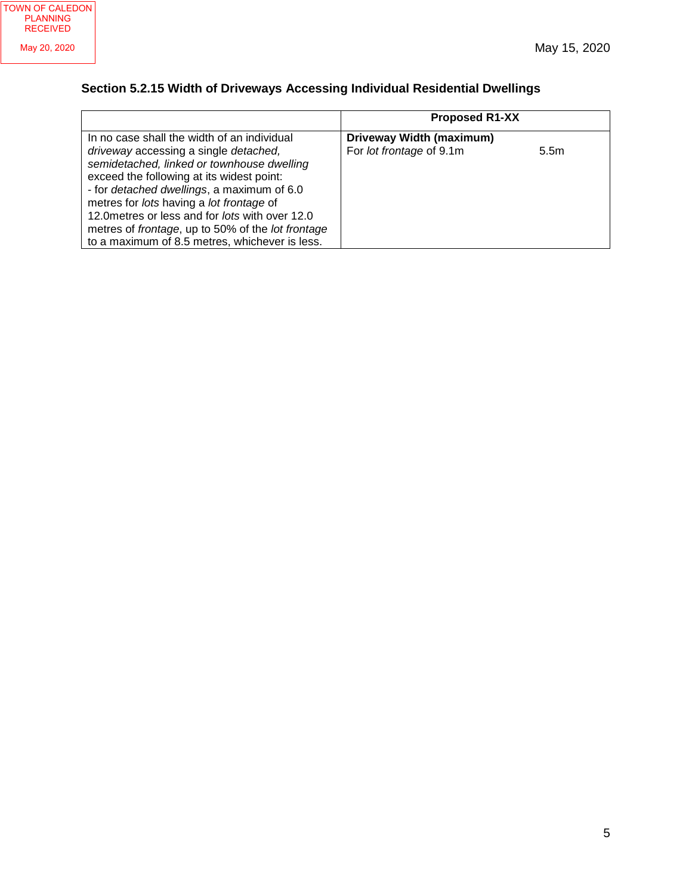TOWN OF CALEDON
PLANNING
RECEIVED

May 20, 2020

May 15, 2020

### Section 5.2.15 Width of Driveways Accessing Individual Residential Dwellings

| | Proposed R1-XX |
|---|---|
| In no case shall the width of an individual *driveway* accessing a single *detached, semidetached, linked or townhouse dwelling* exceed the following at its widest point:<br>- for *detached dwellings*, a maximum of 6.0 metres for *lots* having a *lot frontage* of 12.0metres or less and for *lots* with over 12.0 metres of *frontage*, up to 50% of the *lot frontage* to a maximum of 8.5 metres, whichever is less. | **Driveway Width (maximum)**<br>For *lot frontage* of 9.1m 5.5m |